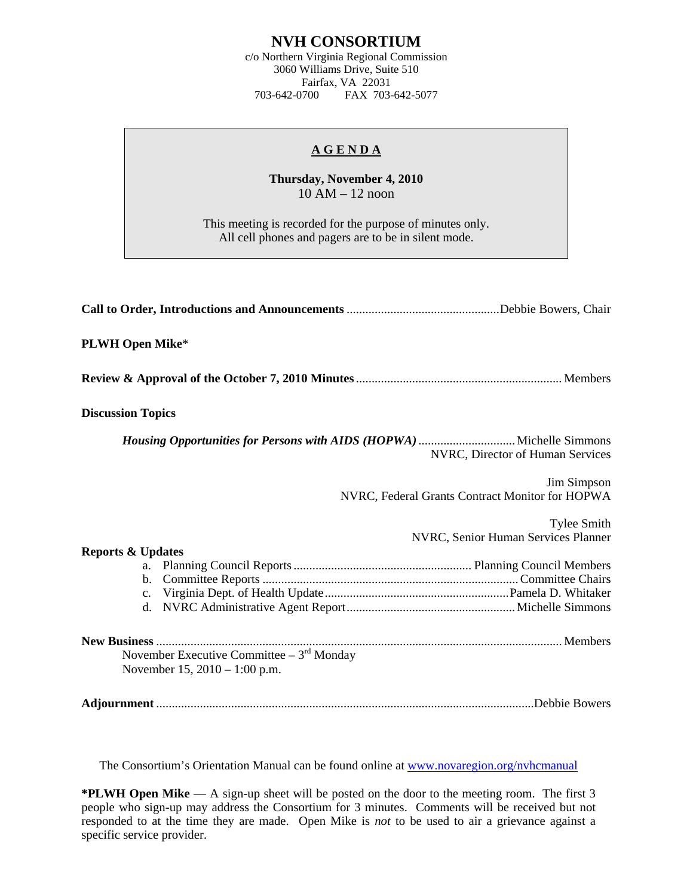# NVH CONSORTIUM

c/o Northern Virginia Regional Commission
3060 Williams Drive, Suite 510
Fairfax, VA 22031
703-642-0700 FAX 703-642-5077

## A G E N D A

**Thursday, November 4, 2010**
10 AM – 12 noon

This meeting is recorded for the purpose of minutes only.
All cell phones and pagers are to be in silent mode.

**Call to Order, Introductions and Announcements** ................................................ Debbie Bowers, Chair

**PLWH Open Mike***

**Review & Approval of the October 7, 2010 Minutes** ................................................ Members

**Discussion Topics**

***Housing Opportunities for Persons with AIDS (HOPWA)*** .............................. Michelle Simmons
NVRC, Director of Human Services

Jim Simpson
NVRC, Federal Grants Contract Monitor for HOPWA

Tylee Smith
NVRC, Senior Human Services Planner

**Reports & Updates**

a. Planning Council Reports ........................................................ Planning Council Members
b. Committee Reports ........................................................................ Committee Chairs
c. Virginia Dept. of Health Update .......................................................... Pamela D. Whitaker
d. NVRC Administrative Agent Report ...................................................... Michelle Simmons

**New Business** ................................................................................................................ Members

November Executive Committee – 3rd Monday
November 15, 2010 – 1:00 p.m.

**Adjournment** ....................................................................................................... Debbie Bowers

The Consortium's Orientation Manual can be found online at [www.novaregion.org/nvhcmanual](http://www.novaregion.org/nvhcmanual)

***PLWH Open Mike** — A sign-up sheet will be posted on the door to the meeting room. The first 3 people who sign-up may address the Consortium for 3 minutes. Comments will be received but not responded to at the time they are made. Open Mike is *not* to be used to air a grievance against a specific service provider.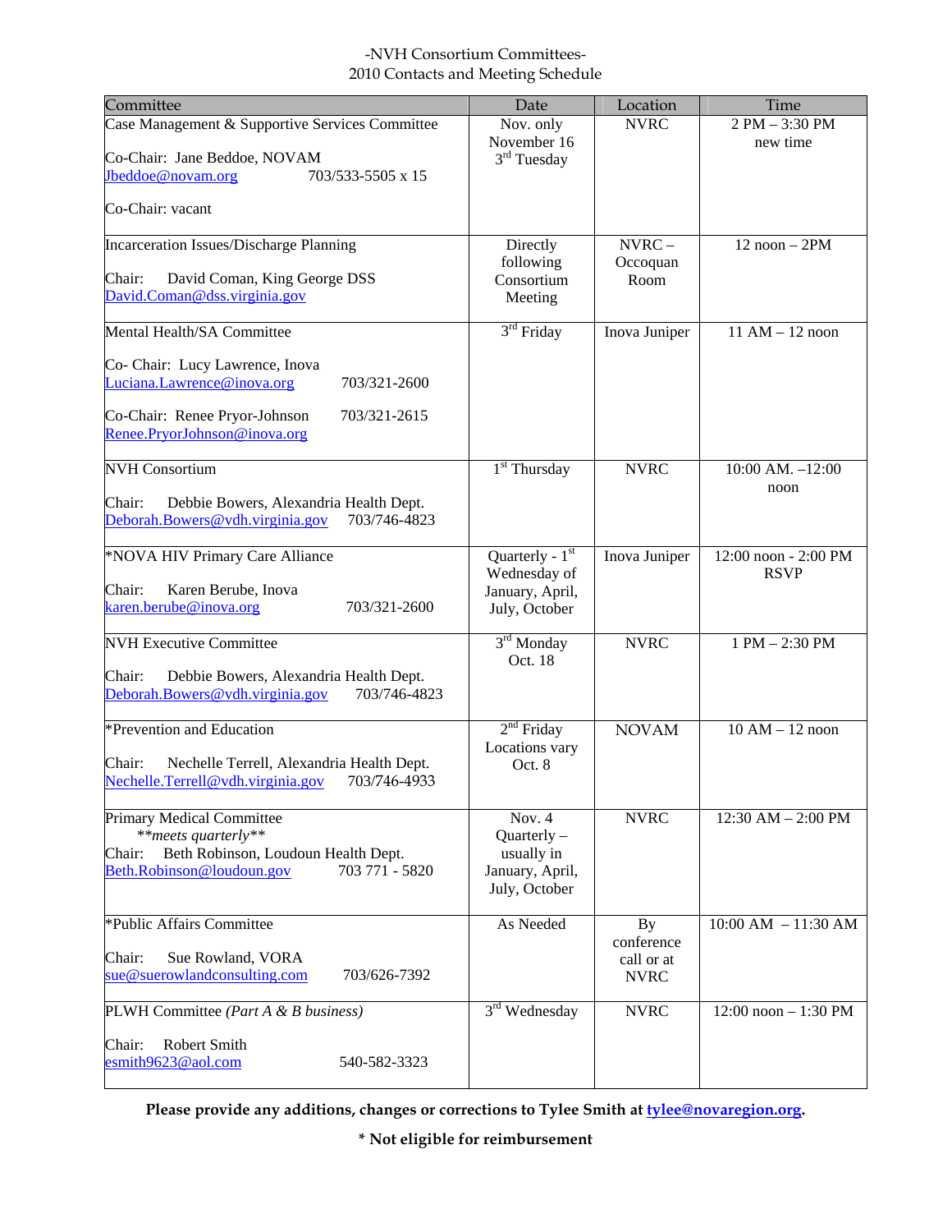-NVH Consortium Committees-
2010 Contacts and Meeting Schedule

| Committee | Date | Location | Time |
|---|---|---|---|
| Case Management & Supportive Services Committee<br><br>Co-Chair: Jane Beddoe, NOVAM<br>Jbeddoe@novam.org 703/533-5505 x 15<br><br>Co-Chair: vacant | Nov. only<br>November 16<br>3rd Tuesday | NVRC | 2 PM – 3:30 PM<br>new time |
| Incarceration Issues/Discharge Planning<br><br>Chair: David Coman, King George DSS<br>David.Coman@dss.virginia.gov | Directly following Consortium Meeting | NVRC – Occoquan Room | 12 noon – 2PM |
| Mental Health/SA Committee<br><br>Co- Chair: Lucy Lawrence, Inova<br>Luciana.Lawrence@inova.org 703/321-2600<br><br>Co-Chair: Renee Pryor-Johnson 703/321-2615<br>Renee.PryorJohnson@inova.org | 3rd Friday | Inova Juniper | 11 AM – 12 noon |
| NVH Consortium<br><br>Chair: Debbie Bowers, Alexandria Health Dept.<br>Deborah.Bowers@vdh.virginia.gov 703/746-4823 | 1st Thursday | NVRC | 10:00 AM. –12:00 noon |
| *NOVA HIV Primary Care Alliance<br><br>Chair: Karen Berube, Inova<br>karen.berube@inova.org 703/321-2600 | Quarterly - 1st Wednesday of January, April, July, October | Inova Juniper | 12:00 noon - 2:00 PM<br>RSVP |
| NVH Executive Committee<br><br>Chair: Debbie Bowers, Alexandria Health Dept.<br>Deborah.Bowers@vdh.virginia.gov 703/746-4823 | 3rd Monday<br>Oct. 18 | NVRC | 1 PM – 2:30 PM |
| *Prevention and Education<br><br>Chair: Nechelle Terrell, Alexandria Health Dept.<br>Nechelle.Terrell@vdh.virginia.gov 703/746-4933 | 2nd Friday<br>Locations vary<br>Oct. 8 | NOVAM | 10 AM – 12 noon |
| Primary Medical Committee<br>*\*meets quarterly\*\*<br>Chair: Beth Robinson, Loudoun Health Dept.<br>Beth.Robinson@loudoun.gov 703 771 - 5820 | Nov. 4<br>Quarterly – usually in January, April, July, October | NVRC | 12:30 AM – 2:00 PM |
| *Public Affairs Committee<br><br>Chair: Sue Rowland, VORA<br>sue@suerowlandconsulting.com 703/626-7392 | As Needed | By conference call or at NVRC | 10:00 AM – 11:30 AM |
| PLWH Committee *(Part A & B business)*<br><br>Chair: Robert Smith<br>esmith9623@aol.com 540-582-3323 | 3rd Wednesday | NVRC | 12:00 noon – 1:30 PM |

**Please provide any additions, changes or corrections to Tylee Smith at tylee@novaregion.org.**

**\* Not eligible for reimbursement**